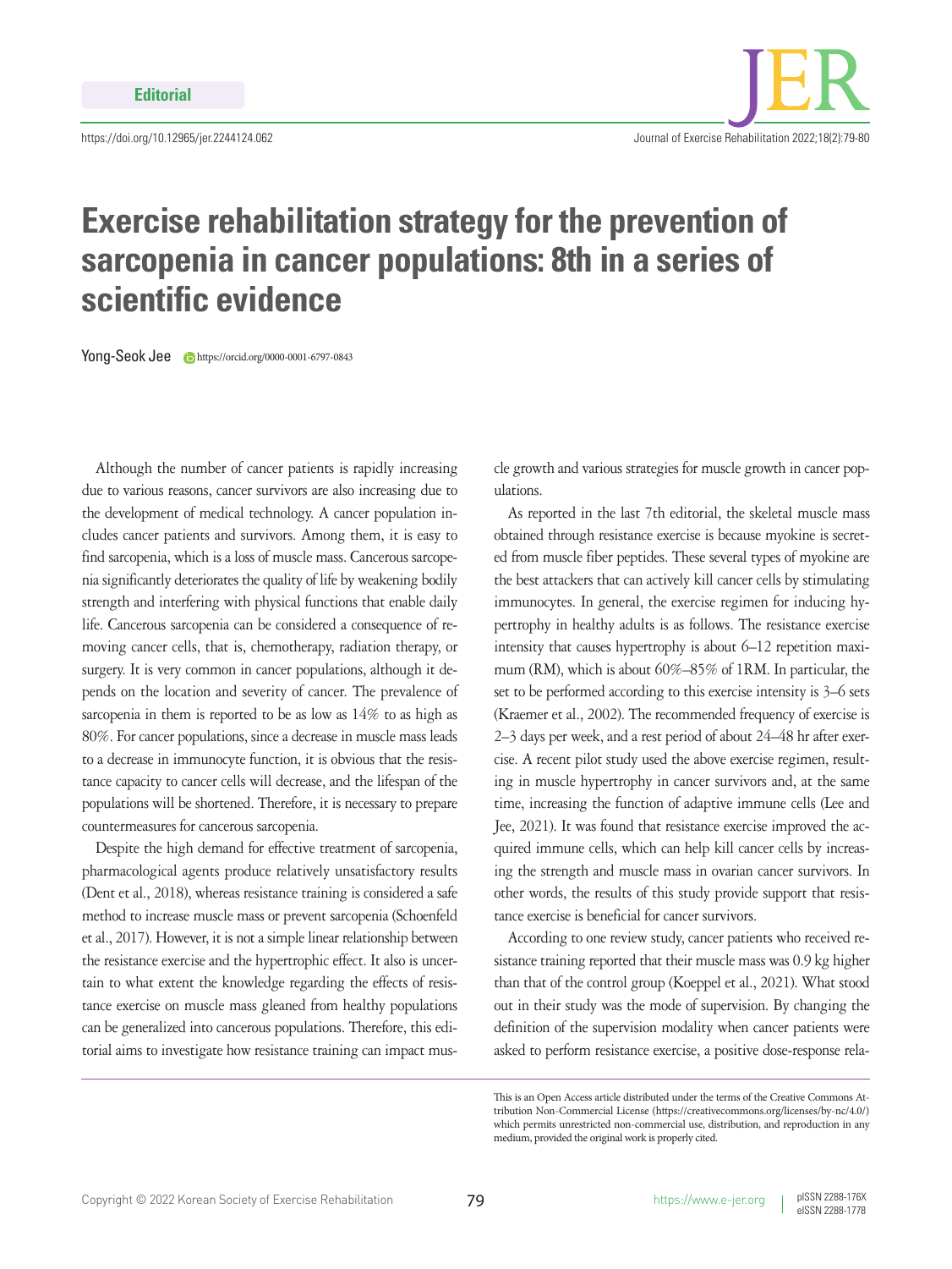Editorial

https://doi.org/10.12965/jer.2244124.062

# Exercise rehabilitation strategy for the prevention of sarcopenia in cancer populations: 8th in a series of scientific evidence

Yong-Seok Jee https://orcid.org/0000-0001-6797-0843

Although the number of cancer patients is rapidly increasing due to various reasons, cancer survivors are also increasing due to the development of medical technology. A cancer population includes cancer patients and survivors. Among them, it is easy to find sarcopenia, which is a loss of muscle mass. Cancerous sarcopenia significantly deteriorates the quality of life by weakening bodily strength and interfering with physical functions that enable daily life. Cancerous sarcopenia can be considered a consequence of removing cancer cells, that is, chemotherapy, radiation therapy, or surgery. It is very common in cancer populations, although it depends on the location and severity of cancer. The prevalence of sarcopenia in them is reported to be as low as 14% to as high as 80%. For cancer populations, since a decrease in muscle mass leads to a decrease in immunocyte function, it is obvious that the resistance capacity to cancer cells will decrease, and the lifespan of the populations will be shortened. Therefore, it is necessary to prepare countermeasures for cancerous sarcopenia.

Despite the high demand for effective treatment of sarcopenia, pharmacological agents produce relatively unsatisfactory results (Dent et al., 2018), whereas resistance training is considered a safe method to increase muscle mass or prevent sarcopenia (Schoenfeld et al., 2017). However, it is not a simple linear relationship between the resistance exercise and the hypertrophic effect. It also is uncertain to what extent the knowledge regarding the effects of resistance exercise on muscle mass gleaned from healthy populations can be generalized into cancerous populations. Therefore, this editorial aims to investigate how resistance training can impact muscle growth and various strategies for muscle growth in cancer populations.

As reported in the last 7th editorial, the skeletal muscle mass obtained through resistance exercise is because myokine is secreted from muscle fiber peptides. These several types of myokine are the best attackers that can actively kill cancer cells by stimulating immunocytes. In general, the exercise regimen for inducing hypertrophy in healthy adults is as follows. The resistance exercise intensity that causes hypertrophy is about 6–12 repetition maximum (RM), which is about 60%–85% of 1RM. In particular, the set to be performed according to this exercise intensity is 3–6 sets (Kraemer et al., 2002). The recommended frequency of exercise is 2–3 days per week, and a rest period of about 24–48 hr after exercise. A recent pilot study used the above exercise regimen, resulting in muscle hypertrophy in cancer survivors and, at the same time, increasing the function of adaptive immune cells (Lee and Jee, 2021). It was found that resistance exercise improved the acquired immune cells, which can help kill cancer cells by increasing the strength and muscle mass in ovarian cancer survivors. In other words, the results of this study provide support that resistance exercise is beneficial for cancer survivors.

According to one review study, cancer patients who received resistance training reported that their muscle mass was 0.9 kg higher than that of the control group (Koeppel et al., 2021). What stood out in their study was the mode of supervision. By changing the definition of the supervision modality when cancer patients were asked to perform resistance exercise, a positive dose-response rela-

This is an Open Access article distributed under the terms of the Creative Commons Attribution Non-Commercial License (https://creativecommons.org/licenses/by-nc/4.0/) which permits unrestricted non-commercial use, distribution, and reproduction in any medium, provided the original work is properly cited.

Copyright © 2022 Korean Society of Exercise Rehabilitation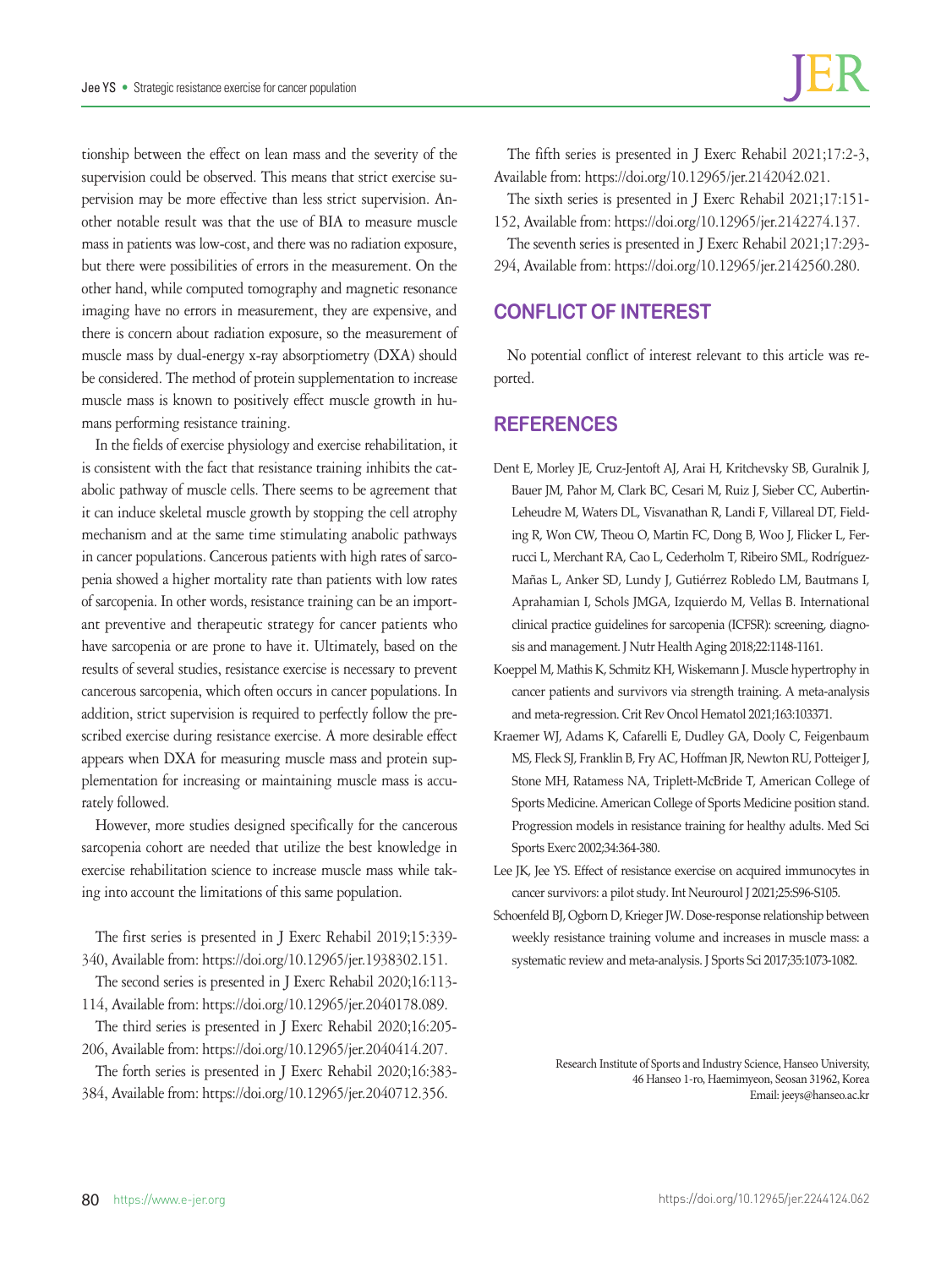tionship between the effect on lean mass and the severity of the supervision could be observed. This means that strict exercise supervision may be more effective than less strict supervision. Another notable result was that the use of BIA to measure muscle mass in patients was low-cost, and there was no radiation exposure, but there were possibilities of errors in the measurement. On the other hand, while computed tomography and magnetic resonance imaging have no errors in measurement, they are expensive, and there is concern about radiation exposure, so the measurement of muscle mass by dual-energy x-ray absorptiometry (DXA) should be considered. The method of protein supplementation to increase muscle mass is known to positively effect muscle growth in humans performing resistance training.

In the fields of exercise physiology and exercise rehabilitation, it is consistent with the fact that resistance training inhibits the catabolic pathway of muscle cells. There seems to be agreement that it can induce skeletal muscle growth by stopping the cell atrophy mechanism and at the same time stimulating anabolic pathways in cancer populations. Cancerous patients with high rates of sarcopenia showed a higher mortality rate than patients with low rates of sarcopenia. In other words, resistance training can be an important preventive and therapeutic strategy for cancer patients who have sarcopenia or are prone to have it. Ultimately, based on the results of several studies, resistance exercise is necessary to prevent cancerous sarcopenia, which often occurs in cancer populations. In addition, strict supervision is required to perfectly follow the prescribed exercise during resistance exercise. A more desirable effect appears when DXA for measuring muscle mass and protein supplementation for increasing or maintaining muscle mass is accurately followed.

However, more studies designed specifically for the cancerous sarcopenia cohort are needed that utilize the best knowledge in exercise rehabilitation science to increase muscle mass while taking into account the limitations of this same population.

The first series is presented in J Exerc Rehabil 2019;15:339-340, Available from: https://doi.org/10.12965/jer.1938302.151.

The second series is presented in J Exerc Rehabil 2020;16:113-114, Available from: https://doi.org/10.12965/jer.2040178.089.

The third series is presented in J Exerc Rehabil 2020;16:205-206, Available from: https://doi.org/10.12965/jer.2040414.207.

The forth series is presented in J Exerc Rehabil 2020;16:383-384, Available from: https://doi.org/10.12965/jer.2040712.356.

The fifth series is presented in J Exerc Rehabil 2021;17:2-3, Available from: https://doi.org/10.12965/jer.2142042.021.

The sixth series is presented in J Exerc Rehabil 2021;17:151-152, Available from: https://doi.org/10.12965/jer.2142274.137.

The seventh series is presented in J Exerc Rehabil 2021;17:293-294, Available from: https://doi.org/10.12965/jer.2142560.280.

## CONFLICT OF INTEREST

No potential conflict of interest relevant to this article was reported.

## REFERENCES

Dent E, Morley JE, Cruz-Jentoft AJ, Arai H, Kritchevsky SB, Guralnik J, Bauer JM, Pahor M, Clark BC, Cesari M, Ruiz J, Sieber CC, Aubertin-Leheudre M, Waters DL, Visvanathan R, Landi F, Villareal DT, Fielding R, Won CW, Theou O, Martin FC, Dong B, Woo J, Flicker L, Ferrucci L, Merchant RA, Cao L, Cederholm T, Ribeiro SML, Rodríguez-Mañas L, Anker SD, Lundy J, Gutiérrez Robledo LM, Bautmans I, Aprahamian I, Schols JMGA, Izquierdo M, Vellas B. International clinical practice guidelines for sarcopenia (ICFSR): screening, diagnosis and management. J Nutr Health Aging 2018;22:1148-1161.

Koeppel M, Mathis K, Schmitz KH, Wiskemann J. Muscle hypertrophy in cancer patients and survivors via strength training. A meta-analysis and meta-regression. Crit Rev Oncol Hematol 2021;163:103371.

Kraemer WJ, Adams K, Cafarelli E, Dudley GA, Dooly C, Feigenbaum MS, Fleck SJ, Franklin B, Fry AC, Hoffman JR, Newton RU, Potteiger J, Stone MH, Ratamess NA, Triplett-McBride T, American College of Sports Medicine. American College of Sports Medicine position stand. Progression models in resistance training for healthy adults. Med Sci Sports Exerc 2002;34:364-380.

Lee JK, Jee YS. Effect of resistance exercise on acquired immunocytes in cancer survivors: a pilot study. Int Neurourol J 2021;25:S96-S105.

Schoenfeld BJ, Ogborn D, Krieger JW. Dose-response relationship between weekly resistance training volume and increases in muscle mass: a systematic review and meta-analysis. J Sports Sci 2017;35:1073-1082.

Research Institute of Sports and Industry Science, Hanseo University, 46 Hanseo 1-ro, Haemimyeon, Seosan 31962, Korea
Email: jeeys@hanseo.ac.kr